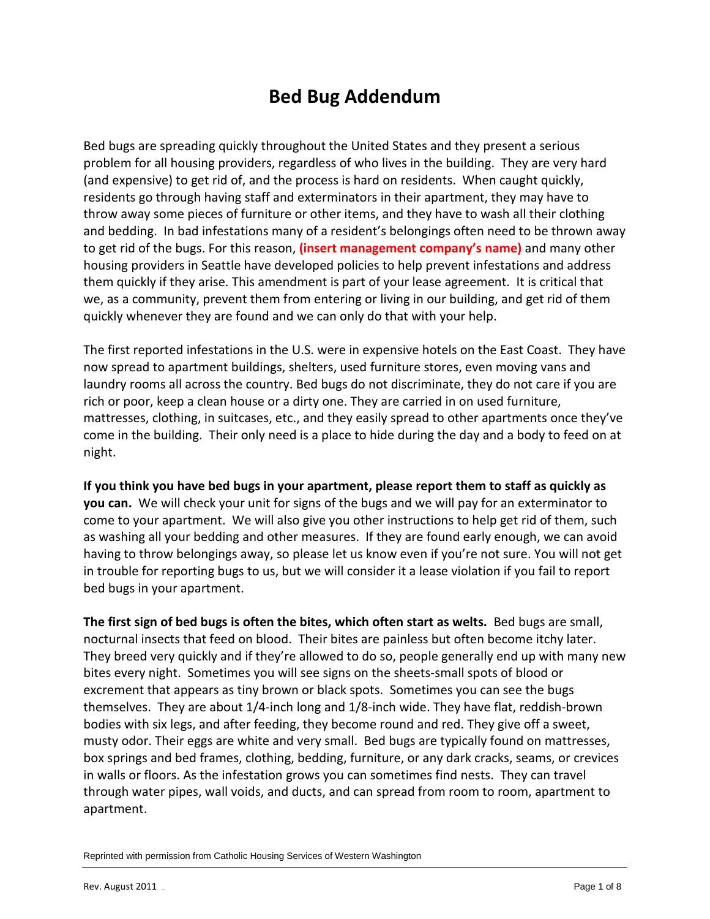# Bed Bug Addendum

Bed bugs are spreading quickly throughout the United States and they present a serious problem for all housing providers, regardless of who lives in the building. They are very hard (and expensive) to get rid of, and the process is hard on residents. When caught quickly, residents go through having staff and exterminators in their apartment, they may have to throw away some pieces of furniture or other items, and they have to wash all their clothing and bedding. In bad infestations many of a resident's belongings often need to be thrown away to get rid of the bugs. For this reason, **(insert management company's name)** and many other housing providers in Seattle have developed policies to help prevent infestations and address them quickly if they arise. This amendment is part of your lease agreement. It is critical that we, as a community, prevent them from entering or living in our building, and get rid of them quickly whenever they are found and we can only do that with your help.

The first reported infestations in the U.S. were in expensive hotels on the East Coast. They have now spread to apartment buildings, shelters, used furniture stores, even moving vans and laundry rooms all across the country. Bed bugs do not discriminate, they do not care if you are rich or poor, keep a clean house or a dirty one. They are carried in on used furniture, mattresses, clothing, in suitcases, etc., and they easily spread to other apartments once they've come in the building. Their only need is a place to hide during the day and a body to feed on at night.

**If you think you have bed bugs in your apartment, please report them to staff as quickly as you can.** We will check your unit for signs of the bugs and we will pay for an exterminator to come to your apartment. We will also give you other instructions to help get rid of them, such as washing all your bedding and other measures. If they are found early enough, we can avoid having to throw belongings away, so please let us know even if you're not sure. You will not get in trouble for reporting bugs to us, but we will consider it a lease violation if you fail to report bed bugs in your apartment.

**The first sign of bed bugs is often the bites, which often start as welts.** Bed bugs are small, nocturnal insects that feed on blood. Their bites are painless but often become itchy later. They breed very quickly and if they're allowed to do so, people generally end up with many new bites every night. Sometimes you will see signs on the sheets-small spots of blood or excrement that appears as tiny brown or black spots. Sometimes you can see the bugs themselves. They are about 1/4-inch long and 1/8-inch wide. They have flat, reddish-brown bodies with six legs, and after feeding, they become round and red. They give off a sweet, musty odor. Their eggs are white and very small. Bed bugs are typically found on mattresses, box springs and bed frames, clothing, bedding, furniture, or any dark cracks, seams, or crevices in walls or floors. As the infestation grows you can sometimes find nests. They can travel through water pipes, wall voids, and ducts, and can spread from room to room, apartment to apartment.

Reprinted with permission from Catholic Housing Services of Western Washington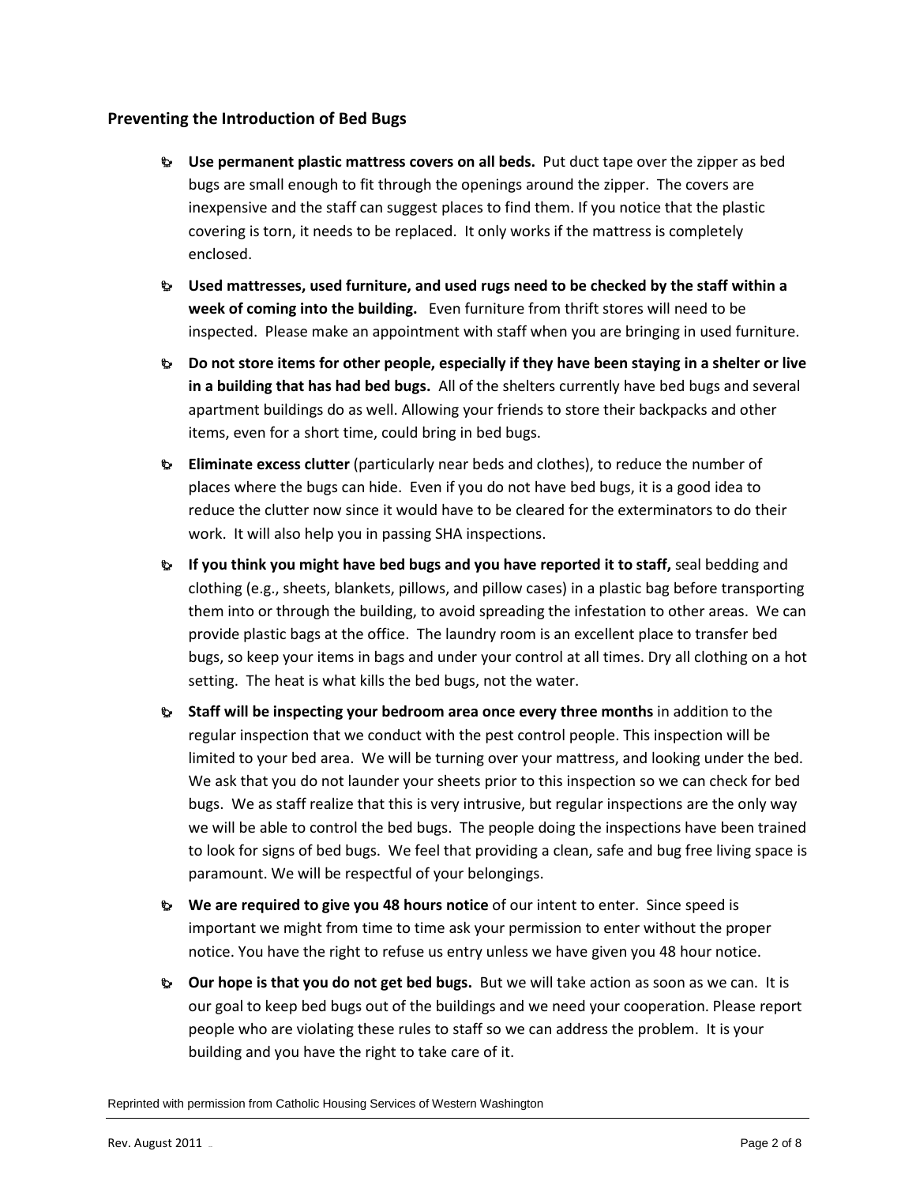### Preventing the Introduction of Bed Bugs

- **Use permanent plastic mattress covers on all beds.** Put duct tape over the zipper as bed bugs are small enough to fit through the openings around the zipper. The covers are inexpensive and the staff can suggest places to find them. If you notice that the plastic covering is torn, it needs to be replaced. It only works if the mattress is completely enclosed.
- **Used mattresses, used furniture, and used rugs need to be checked by the staff within a week of coming into the building.** Even furniture from thrift stores will need to be inspected. Please make an appointment with staff when you are bringing in used furniture.
- **Do not store items for other people, especially if they have been staying in a shelter or live in a building that has had bed bugs.** All of the shelters currently have bed bugs and several apartment buildings do as well. Allowing your friends to store their backpacks and other items, even for a short time, could bring in bed bugs.
- **Eliminate excess clutter** (particularly near beds and clothes), to reduce the number of places where the bugs can hide. Even if you do not have bed bugs, it is a good idea to reduce the clutter now since it would have to be cleared for the exterminators to do their work. It will also help you in passing SHA inspections.
- **If you think you might have bed bugs and you have reported it to staff,** seal bedding and clothing (e.g., sheets, blankets, pillows, and pillow cases) in a plastic bag before transporting them into or through the building, to avoid spreading the infestation to other areas. We can provide plastic bags at the office. The laundry room is an excellent place to transfer bed bugs, so keep your items in bags and under your control at all times. Dry all clothing on a hot setting. The heat is what kills the bed bugs, not the water.
- **Staff will be inspecting your bedroom area once every three months** in addition to the regular inspection that we conduct with the pest control people. This inspection will be limited to your bed area. We will be turning over your mattress, and looking under the bed. We ask that you do not launder your sheets prior to this inspection so we can check for bed bugs. We as staff realize that this is very intrusive, but regular inspections are the only way we will be able to control the bed bugs. The people doing the inspections have been trained to look for signs of bed bugs. We feel that providing a clean, safe and bug free living space is paramount. We will be respectful of your belongings.
- **We are required to give you 48 hours notice** of our intent to enter. Since speed is important we might from time to time ask your permission to enter without the proper notice. You have the right to refuse us entry unless we have given you 48 hour notice.
- **Our hope is that you do not get bed bugs.** But we will take action as soon as we can. It is our goal to keep bed bugs out of the buildings and we need your cooperation. Please report people who are violating these rules to staff so we can address the problem. It is your building and you have the right to take care of it.

Reprinted with permission from Catholic Housing Services of Western Washington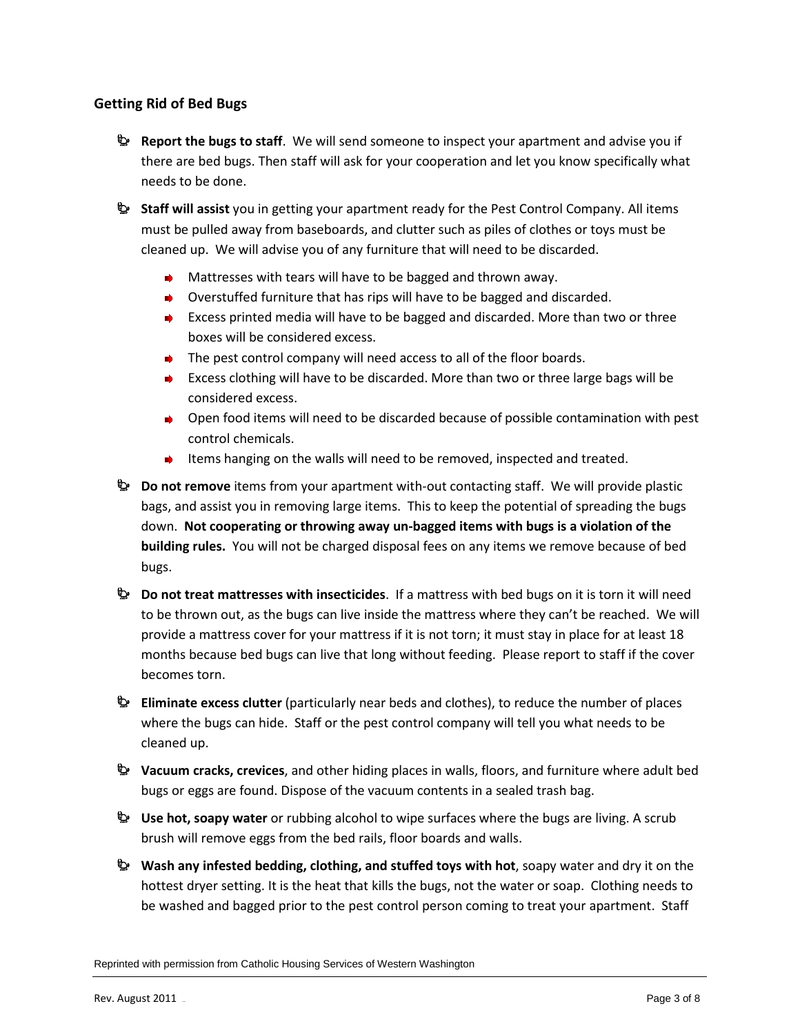## Getting Rid of Bed Bugs

- **Report the bugs to staff**. We will send someone to inspect your apartment and advise you if there are bed bugs. Then staff will ask for your cooperation and let you know specifically what needs to be done.
- **Staff will assist** you in getting your apartment ready for the Pest Control Company. All items must be pulled away from baseboards, and clutter such as piles of clothes or toys must be cleaned up. We will advise you of any furniture that will need to be discarded.
  - Mattresses with tears will have to be bagged and thrown away.
  - Overstuffed furniture that has rips will have to be bagged and discarded.
  - Excess printed media will have to be bagged and discarded. More than two or three boxes will be considered excess.
  - The pest control company will need access to all of the floor boards.
  - Excess clothing will have to be discarded. More than two or three large bags will be considered excess.
  - Open food items will need to be discarded because of possible contamination with pest control chemicals.
  - Items hanging on the walls will need to be removed, inspected and treated.
- **Do not remove** items from your apartment with-out contacting staff. We will provide plastic bags, and assist you in removing large items. This to keep the potential of spreading the bugs down. **Not cooperating or throwing away un-bagged items with bugs is a violation of the building rules.** You will not be charged disposal fees on any items we remove because of bed bugs.
- **Do not treat mattresses with insecticides**. If a mattress with bed bugs on it is torn it will need to be thrown out, as the bugs can live inside the mattress where they can't be reached. We will provide a mattress cover for your mattress if it is not torn; it must stay in place for at least 18 months because bed bugs can live that long without feeding. Please report to staff if the cover becomes torn.
- **Eliminate excess clutter** (particularly near beds and clothes), to reduce the number of places where the bugs can hide. Staff or the pest control company will tell you what needs to be cleaned up.
- **Vacuum cracks, crevices**, and other hiding places in walls, floors, and furniture where adult bed bugs or eggs are found. Dispose of the vacuum contents in a sealed trash bag.
- **Use hot, soapy water** or rubbing alcohol to wipe surfaces where the bugs are living. A scrub brush will remove eggs from the bed rails, floor boards and walls.
- **Wash any infested bedding, clothing, and stuffed toys with hot**, soapy water and dry it on the hottest dryer setting. It is the heat that kills the bugs, not the water or soap. Clothing needs to be washed and bagged prior to the pest control person coming to treat your apartment. Staff

Reprinted with permission from Catholic Housing Services of Western Washington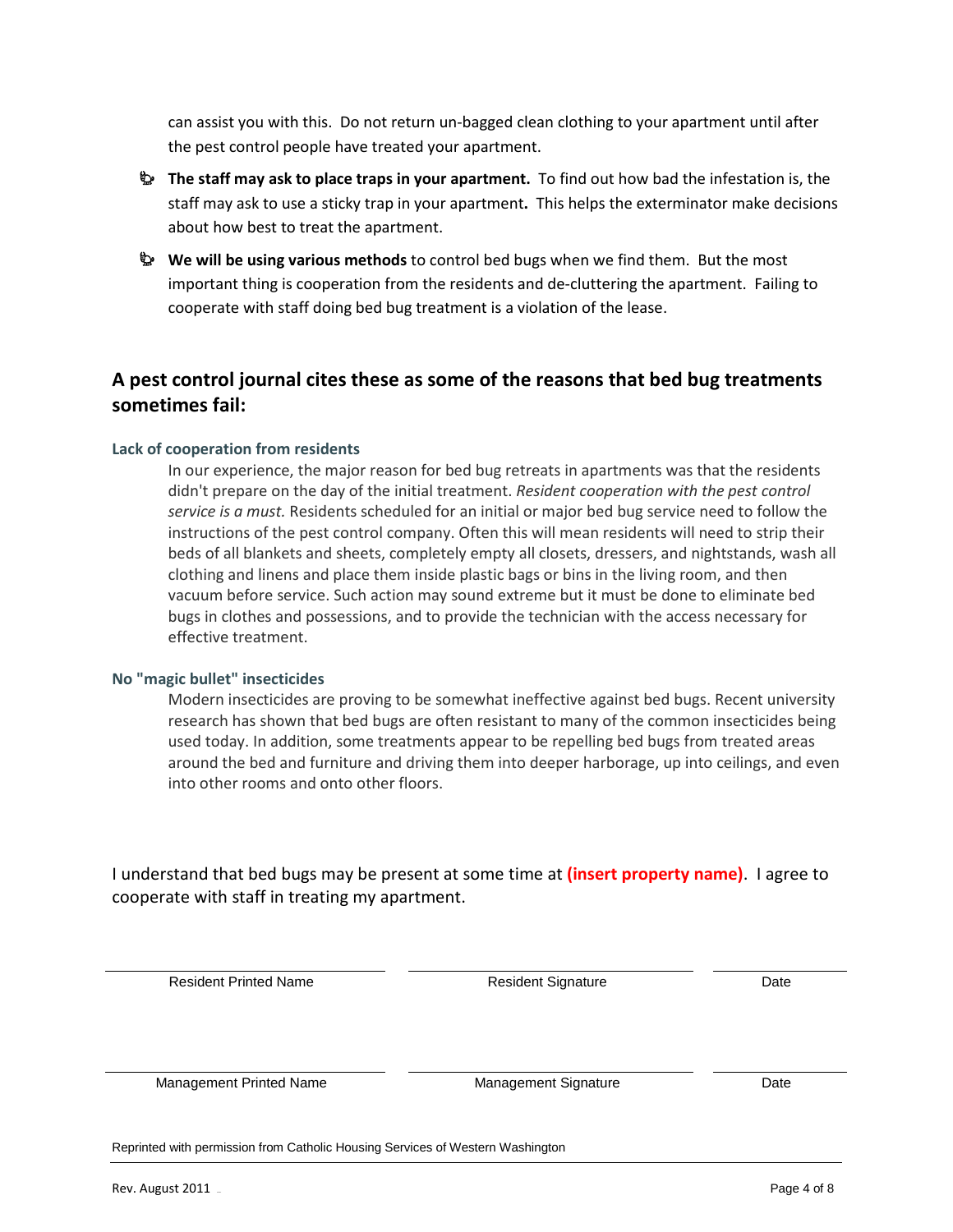can assist you with this. Do not return un-bagged clean clothing to your apartment until after the pest control people have treated your apartment.

- **The staff may ask to place traps in your apartment.** To find out how bad the infestation is, the staff may ask to use a sticky trap in your apartment**.** This helps the exterminator make decisions about how best to treat the apartment.
- **We will be using various methods** to control bed bugs when we find them. But the most important thing is cooperation from the residents and de-cluttering the apartment. Failing to cooperate with staff doing bed bug treatment is a violation of the lease.

## A pest control journal cites these as some of the reasons that bed bug treatments sometimes fail:

### Lack of cooperation from residents

In our experience, the major reason for bed bug retreats in apartments was that the residents didn't prepare on the day of the initial treatment. *Resident cooperation with the pest control service is a must.* Residents scheduled for an initial or major bed bug service need to follow the instructions of the pest control company. Often this will mean residents will need to strip their beds of all blankets and sheets, completely empty all closets, dressers, and nightstands, wash all clothing and linens and place them inside plastic bags or bins in the living room, and then vacuum before service. Such action may sound extreme but it must be done to eliminate bed bugs in clothes and possessions, and to provide the technician with the access necessary for effective treatment.

### No "magic bullet" insecticides

Modern insecticides are proving to be somewhat ineffective against bed bugs. Recent university research has shown that bed bugs are often resistant to many of the common insecticides being used today. In addition, some treatments appear to be repelling bed bugs from treated areas around the bed and furniture and driving them into deeper harborage, up into ceilings, and even into other rooms and onto other floors.

I understand that bed bugs may be present at some time at **(insert property name)**. I agree to cooperate with staff in treating my apartment.

| ______________________ | ______________________ | __________ |
|---|---|---|
| Resident Printed Name | Resident Signature | Date |

| ______________________ | ______________________ | __________ |
|---|---|---|
| Management Printed Name | Management Signature | Date |

Reprinted with permission from Catholic Housing Services of Western Washington

Rev. August 2011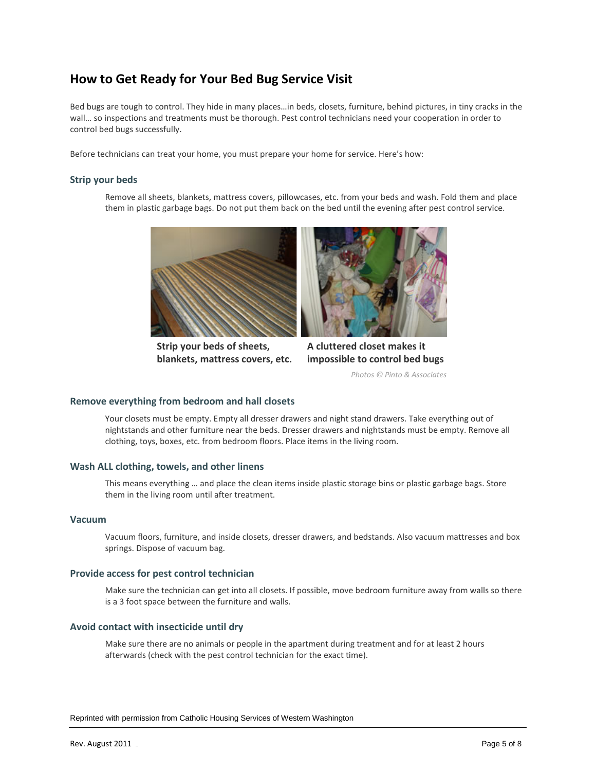## How to Get Ready for Your Bed Bug Service Visit

Bed bugs are tough to control. They hide in many places…in beds, closets, furniture, behind pictures, in tiny cracks in the wall… so inspections and treatments must be thorough. Pest control technicians need your cooperation in order to control bed bugs successfully.

Before technicians can treat your home, you must prepare your home for service. Here's how:

### Strip your beds

Remove all sheets, blankets, mattress covers, pillowcases, etc. from your beds and wash. Fold them and place them in plastic garbage bags. Do not put them back on the bed until the evening after pest control service.

**Strip your beds of sheets, blankets, mattress covers, etc.**

**A cluttered closet makes it impossible to control bed bugs**

*Photos © Pinto & Associates*

### Remove everything from bedroom and hall closets

Your closets must be empty. Empty all dresser drawers and night stand drawers. Take everything out of nightstands and other furniture near the beds. Dresser drawers and nightstands must be empty. Remove all clothing, toys, boxes, etc. from bedroom floors. Place items in the living room.

### Wash ALL clothing, towels, and other linens

This means everything … and place the clean items inside plastic storage bins or plastic garbage bags. Store them in the living room until after treatment.

### Vacuum

Vacuum floors, furniture, and inside closets, dresser drawers, and bedstands. Also vacuum mattresses and box springs. Dispose of vacuum bag.

### Provide access for pest control technician

Make sure the technician can get into all closets. If possible, move bedroom furniture away from walls so there is a 3 foot space between the furniture and walls.

### Avoid contact with insecticide until dry

Make sure there are no animals or people in the apartment during treatment and for at least 2 hours afterwards (check with the pest control technician for the exact time).

Reprinted with permission from Catholic Housing Services of Western Washington

Rev. August 2011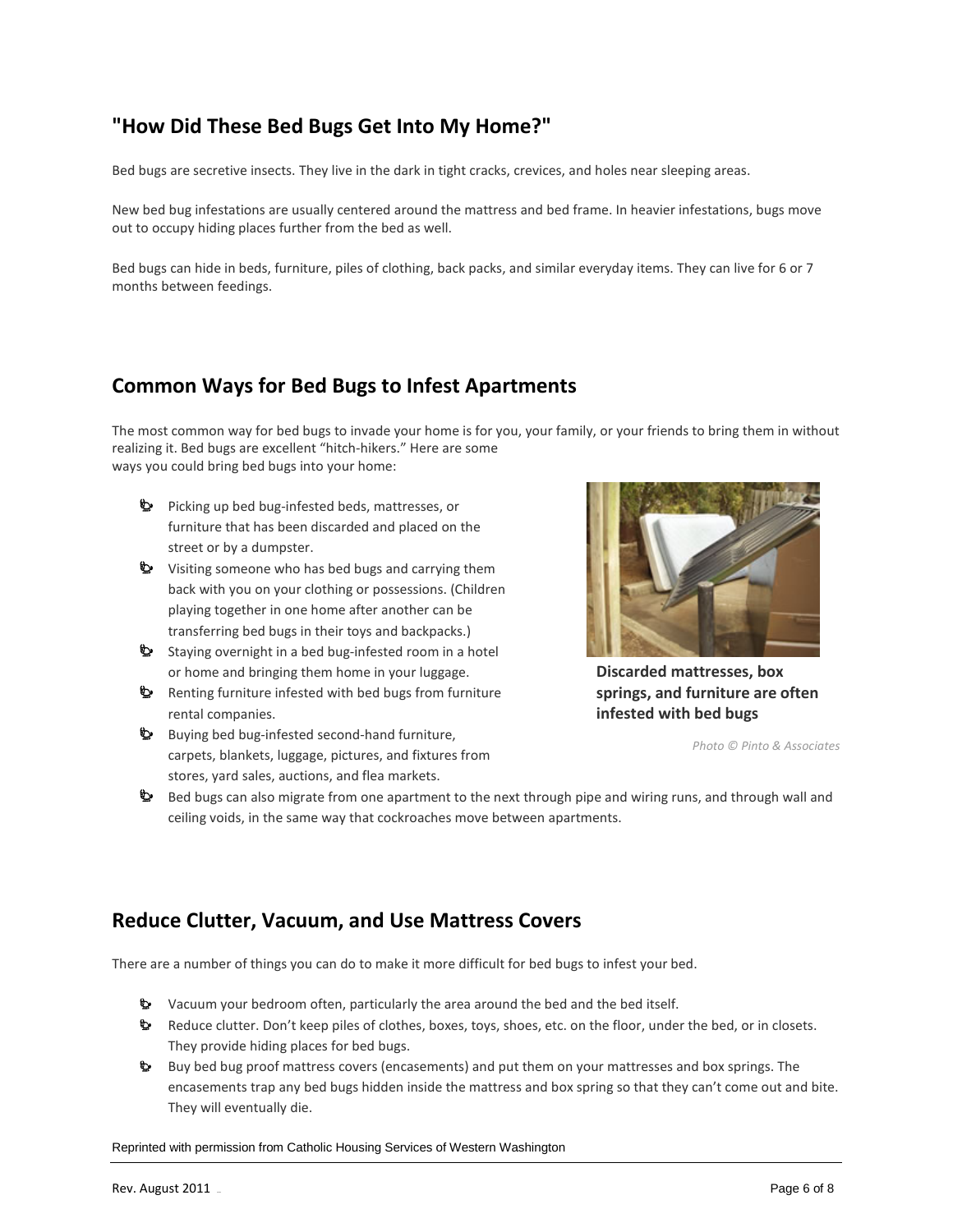## "How Did These Bed Bugs Get Into My Home?"

Bed bugs are secretive insects. They live in the dark in tight cracks, crevices, and holes near sleeping areas.

New bed bug infestations are usually centered around the mattress and bed frame. In heavier infestations, bugs move out to occupy hiding places further from the bed as well.

Bed bugs can hide in beds, furniture, piles of clothing, back packs, and similar everyday items. They can live for 6 or 7 months between feedings.

## Common Ways for Bed Bugs to Infest Apartments

The most common way for bed bugs to invade your home is for you, your family, or your friends to bring them in without realizing it. Bed bugs are excellent "hitch-hikers." Here are some ways you could bring bed bugs into your home:

- Picking up bed bug-infested beds, mattresses, or furniture that has been discarded and placed on the street or by a dumpster.
- Visiting someone who has bed bugs and carrying them back with you on your clothing or possessions. (Children playing together in one home after another can be transferring bed bugs in their toys and backpacks.)
- Staying overnight in a bed bug-infested room in a hotel or home and bringing them home in your luggage.
- Renting furniture infested with bed bugs from furniture rental companies.
- Buying bed bug-infested second-hand furniture, carpets, blankets, luggage, pictures, and fixtures from stores, yard sales, auctions, and flea markets.
- Bed bugs can also migrate from one apartment to the next through pipe and wiring runs, and through wall and ceiling voids, in the same way that cockroaches move between apartments.

**Discarded mattresses, box springs, and furniture are often infested with bed bugs**

*Photo © Pinto & Associates*

## Reduce Clutter, Vacuum, and Use Mattress Covers

There are a number of things you can do to make it more difficult for bed bugs to infest your bed.

- Vacuum your bedroom often, particularly the area around the bed and the bed itself.
- Reduce clutter. Don't keep piles of clothes, boxes, toys, shoes, etc. on the floor, under the bed, or in closets. They provide hiding places for bed bugs.
- Buy bed bug proof mattress covers (encasements) and put them on your mattresses and box springs. The encasements trap any bed bugs hidden inside the mattress and box spring so that they can't come out and bite. They will eventually die.

Reprinted with permission from Catholic Housing Services of Western Washington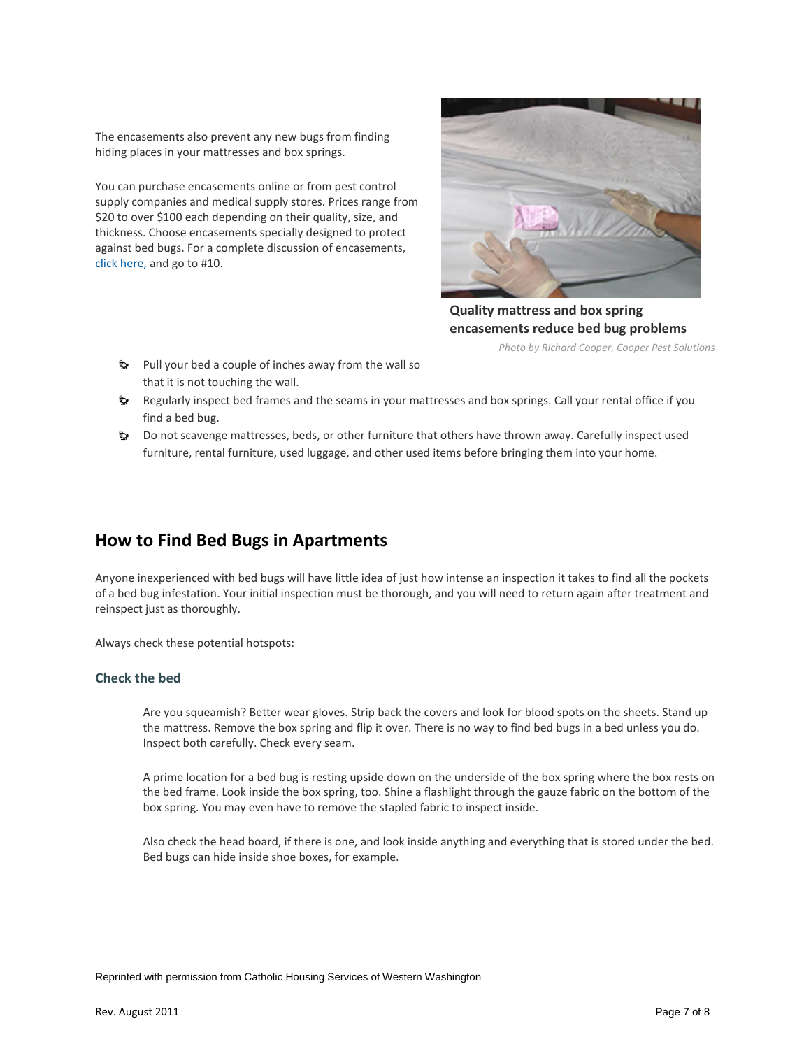The encasements also prevent any new bugs from finding hiding places in your mattresses and box springs.

You can purchase encasements online or from pest control supply companies and medical supply stores. Prices range from $20 to over $100 each depending on their quality, size, and thickness. Choose encasements specially designed to protect against bed bugs. For a complete discussion of encasements, click here, and go to #10.

**Quality mattress and box spring encasements reduce bed bug problems**

*Photo by Richard Cooper, Cooper Pest Solutions*

- Pull your bed a couple of inches away from the wall so that it is not touching the wall.
- Regularly inspect bed frames and the seams in your mattresses and box springs. Call your rental office if you find a bed bug.
- Do not scavenge mattresses, beds, or other furniture that others have thrown away. Carefully inspect used furniture, rental furniture, used luggage, and other used items before bringing them into your home.

## How to Find Bed Bugs in Apartments

Anyone inexperienced with bed bugs will have little idea of just how intense an inspection it takes to find all the pockets of a bed bug infestation. Your initial inspection must be thorough, and you will need to return again after treatment and reinspect just as thoroughly.

Always check these potential hotspots:

### Check the bed

Are you squeamish? Better wear gloves. Strip back the covers and look for blood spots on the sheets. Stand up the mattress. Remove the box spring and flip it over. There is no way to find bed bugs in a bed unless you do. Inspect both carefully. Check every seam.

A prime location for a bed bug is resting upside down on the underside of the box spring where the box rests on the bed frame. Look inside the box spring, too. Shine a flashlight through the gauze fabric on the bottom of the box spring. You may even have to remove the stapled fabric to inspect inside.

Also check the head board, if there is one, and look inside anything and everything that is stored under the bed. Bed bugs can hide inside shoe boxes, for example.

Reprinted with permission from Catholic Housing Services of Western Washington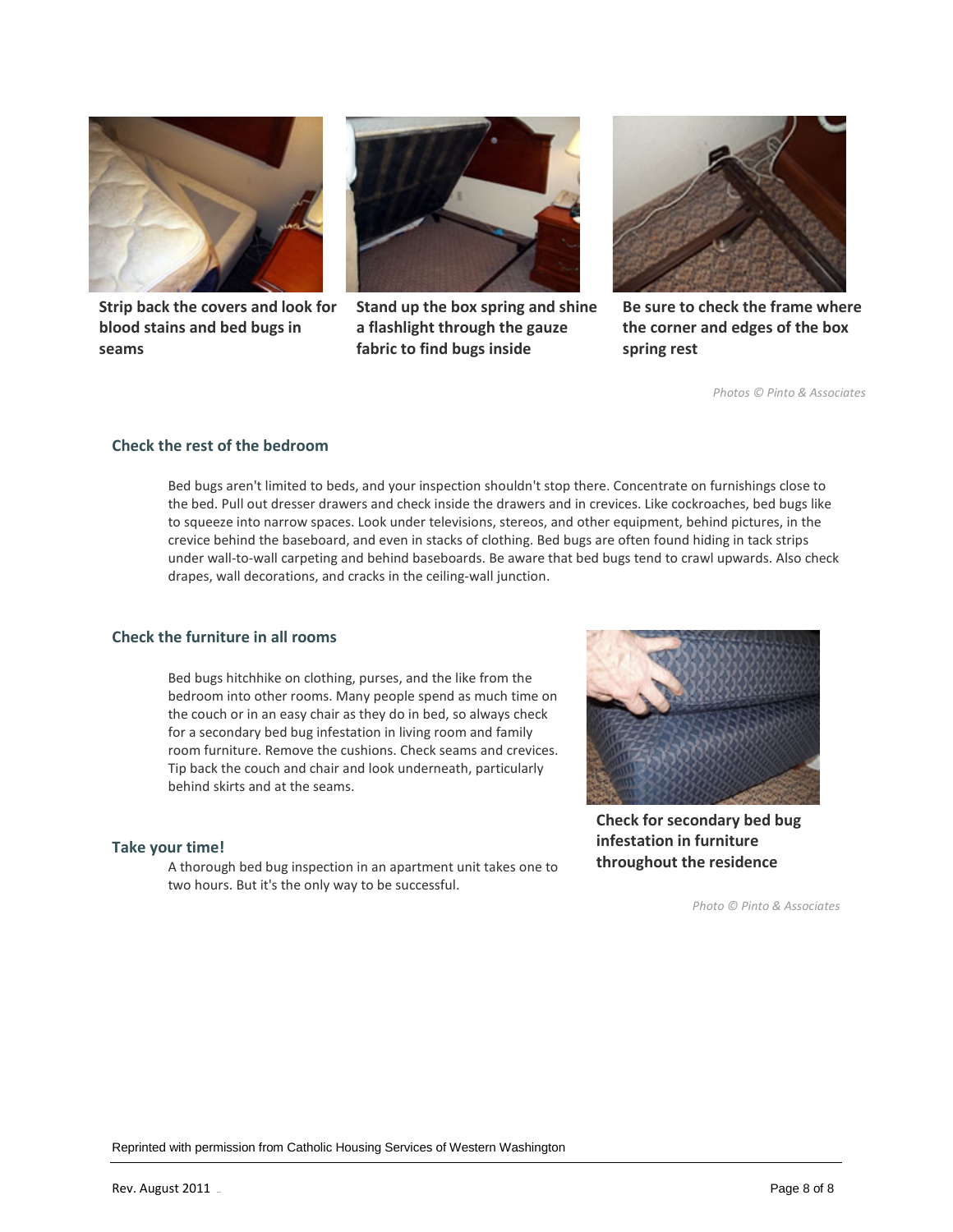**Strip back the covers and look for blood stains and bed bugs in seams**

**Stand up the box spring and shine a flashlight through the gauze fabric to find bugs inside**

**Be sure to check the frame where the corner and edges of the box spring rest**

*Photos © Pinto & Associates*

### Check the rest of the bedroom

Bed bugs aren't limited to beds, and your inspection shouldn't stop there. Concentrate on furnishings close to the bed. Pull out dresser drawers and check inside the drawers and in crevices. Like cockroaches, bed bugs like to squeeze into narrow spaces. Look under televisions, stereos, and other equipment, behind pictures, in the crevice behind the baseboard, and even in stacks of clothing. Bed bugs are often found hiding in tack strips under wall-to-wall carpeting and behind baseboards. Be aware that bed bugs tend to crawl upwards. Also check drapes, wall decorations, and cracks in the ceiling-wall junction.

### Check the furniture in all rooms

Bed bugs hitchhike on clothing, purses, and the like from the bedroom into other rooms. Many people spend as much time on the couch or in an easy chair as they do in bed, so always check for a secondary bed bug infestation in living room and family room furniture. Remove the cushions. Check seams and crevices. Tip back the couch and chair and look underneath, particularly behind skirts and at the seams.

**Check for secondary bed bug infestation in furniture throughout the residence**

*Photo © Pinto & Associates*

### Take your time!

A thorough bed bug inspection in an apartment unit takes one to two hours. But it's the only way to be successful.

Reprinted with permission from Catholic Housing Services of Western Washington

Rev. August 2011